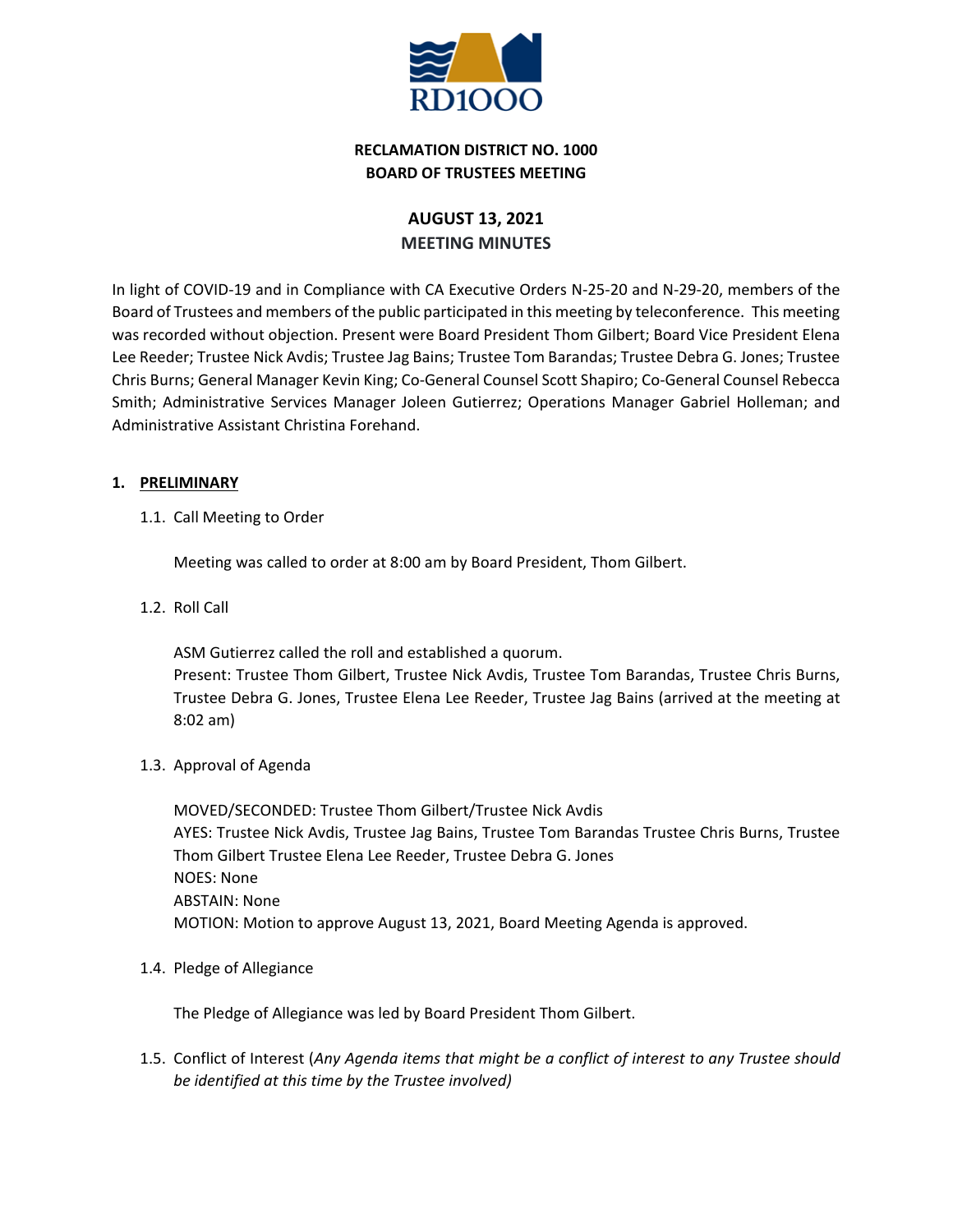**RECLAMATION DISTRICT NO. 1000**
**BOARD OF TRUSTEES MEETING**

## AUGUST 13, 2021
## MEETING MINUTES

In light of COVID-19 and in Compliance with CA Executive Orders N-25-20 and N-29-20, members of the Board of Trustees and members of the public participated in this meeting by teleconference. This meeting was recorded without objection. Present were Board President Thom Gilbert; Board Vice President Elena Lee Reeder; Trustee Nick Avdis; Trustee Jag Bains; Trustee Tom Barandas; Trustee Debra G. Jones; Trustee Chris Burns; General Manager Kevin King; Co-General Counsel Scott Shapiro; Co-General Counsel Rebecca Smith; Administrative Services Manager Joleen Gutierrez; Operations Manager Gabriel Holleman; and Administrative Assistant Christina Forehand.

### 1. PRELIMINARY

1.1. Call Meeting to Order

Meeting was called to order at 8:00 am by Board President, Thom Gilbert.

1.2. Roll Call

ASM Gutierrez called the roll and established a quorum.
Present: Trustee Thom Gilbert, Trustee Nick Avdis, Trustee Tom Barandas, Trustee Chris Burns, Trustee Debra G. Jones, Trustee Elena Lee Reeder, Trustee Jag Bains (arrived at the meeting at 8:02 am)

1.3. Approval of Agenda

MOVED/SECONDED: Trustee Thom Gilbert/Trustee Nick Avdis
AYES: Trustee Nick Avdis, Trustee Jag Bains, Trustee Tom Barandas Trustee Chris Burns, Trustee Thom Gilbert Trustee Elena Lee Reeder, Trustee Debra G. Jones
NOES: None
ABSTAIN: None
MOTION: Motion to approve August 13, 2021, Board Meeting Agenda is approved.

1.4. Pledge of Allegiance

The Pledge of Allegiance was led by Board President Thom Gilbert.

1.5. Conflict of Interest (*Any Agenda items that might be a conflict of interest to any Trustee should be identified at this time by the Trustee involved)*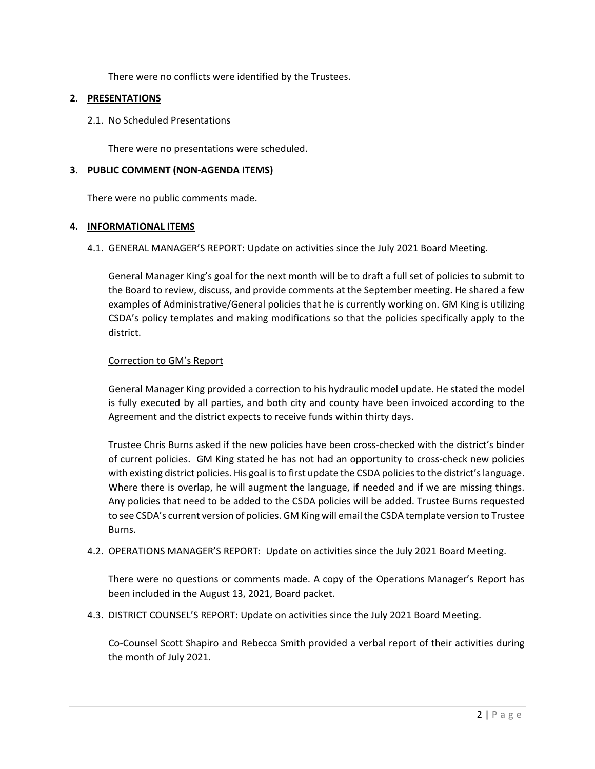There were no conflicts were identified by the Trustees.

## 2. PRESENTATIONS

2.1. No Scheduled Presentations

There were no presentations were scheduled.

## 3. PUBLIC COMMENT (NON-AGENDA ITEMS)

There were no public comments made.

## 4. INFORMATIONAL ITEMS

4.1. GENERAL MANAGER'S REPORT: Update on activities since the July 2021 Board Meeting.

General Manager King's goal for the next month will be to draft a full set of policies to submit to the Board to review, discuss, and provide comments at the September meeting. He shared a few examples of Administrative/General policies that he is currently working on. GM King is utilizing CSDA's policy templates and making modifications so that the policies specifically apply to the district.

Correction to GM's Report

General Manager King provided a correction to his hydraulic model update. He stated the model is fully executed by all parties, and both city and county have been invoiced according to the Agreement and the district expects to receive funds within thirty days.

Trustee Chris Burns asked if the new policies have been cross-checked with the district's binder of current policies. GM King stated he has not had an opportunity to cross-check new policies with existing district policies. His goal is to first update the CSDA policies to the district's language. Where there is overlap, he will augment the language, if needed and if we are missing things. Any policies that need to be added to the CSDA policies will be added. Trustee Burns requested to see CSDA's current version of policies. GM King will email the CSDA template version to Trustee Burns.

4.2. OPERATIONS MANAGER'S REPORT: Update on activities since the July 2021 Board Meeting.

There were no questions or comments made. A copy of the Operations Manager's Report has been included in the August 13, 2021, Board packet.

4.3. DISTRICT COUNSEL'S REPORT: Update on activities since the July 2021 Board Meeting.

Co-Counsel Scott Shapiro and Rebecca Smith provided a verbal report of their activities during the month of July 2021.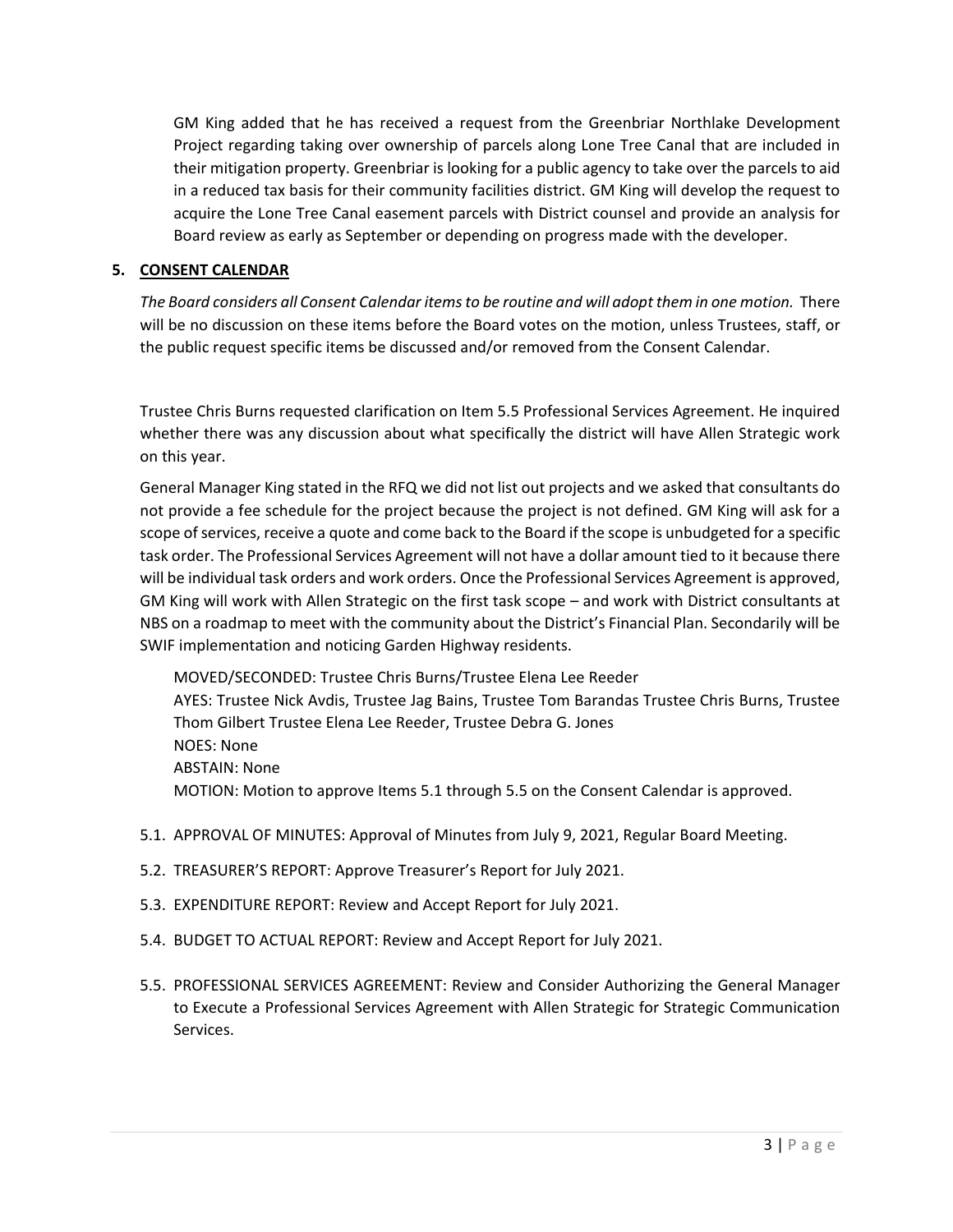GM King added that he has received a request from the Greenbriar Northlake Development Project regarding taking over ownership of parcels along Lone Tree Canal that are included in their mitigation property. Greenbriar is looking for a public agency to take over the parcels to aid in a reduced tax basis for their community facilities district. GM King will develop the request to acquire the Lone Tree Canal easement parcels with District counsel and provide an analysis for Board review as early as September or depending on progress made with the developer.

## 5. CONSENT CALENDAR

*The Board considers all Consent Calendar items to be routine and will adopt them in one motion.* There will be no discussion on these items before the Board votes on the motion, unless Trustees, staff, or the public request specific items be discussed and/or removed from the Consent Calendar.

Trustee Chris Burns requested clarification on Item 5.5 Professional Services Agreement. He inquired whether there was any discussion about what specifically the district will have Allen Strategic work on this year.

General Manager King stated in the RFQ we did not list out projects and we asked that consultants do not provide a fee schedule for the project because the project is not defined. GM King will ask for a scope of services, receive a quote and come back to the Board if the scope is unbudgeted for a specific task order. The Professional Services Agreement will not have a dollar amount tied to it because there will be individual task orders and work orders. Once the Professional Services Agreement is approved, GM King will work with Allen Strategic on the first task scope – and work with District consultants at NBS on a roadmap to meet with the community about the District's Financial Plan. Secondarily will be SWIF implementation and noticing Garden Highway residents.

MOVED/SECONDED: Trustee Chris Burns/Trustee Elena Lee Reeder
AYES: Trustee Nick Avdis, Trustee Jag Bains, Trustee Tom Barandas Trustee Chris Burns, Trustee Thom Gilbert Trustee Elena Lee Reeder, Trustee Debra G. Jones
NOES: None
ABSTAIN: None
MOTION: Motion to approve Items 5.1 through 5.5 on the Consent Calendar is approved.

5.1. APPROVAL OF MINUTES: Approval of Minutes from July 9, 2021, Regular Board Meeting.

5.2. TREASURER'S REPORT: Approve Treasurer's Report for July 2021.

5.3. EXPENDITURE REPORT: Review and Accept Report for July 2021.

5.4. BUDGET TO ACTUAL REPORT: Review and Accept Report for July 2021.

5.5. PROFESSIONAL SERVICES AGREEMENT: Review and Consider Authorizing the General Manager to Execute a Professional Services Agreement with Allen Strategic for Strategic Communication Services.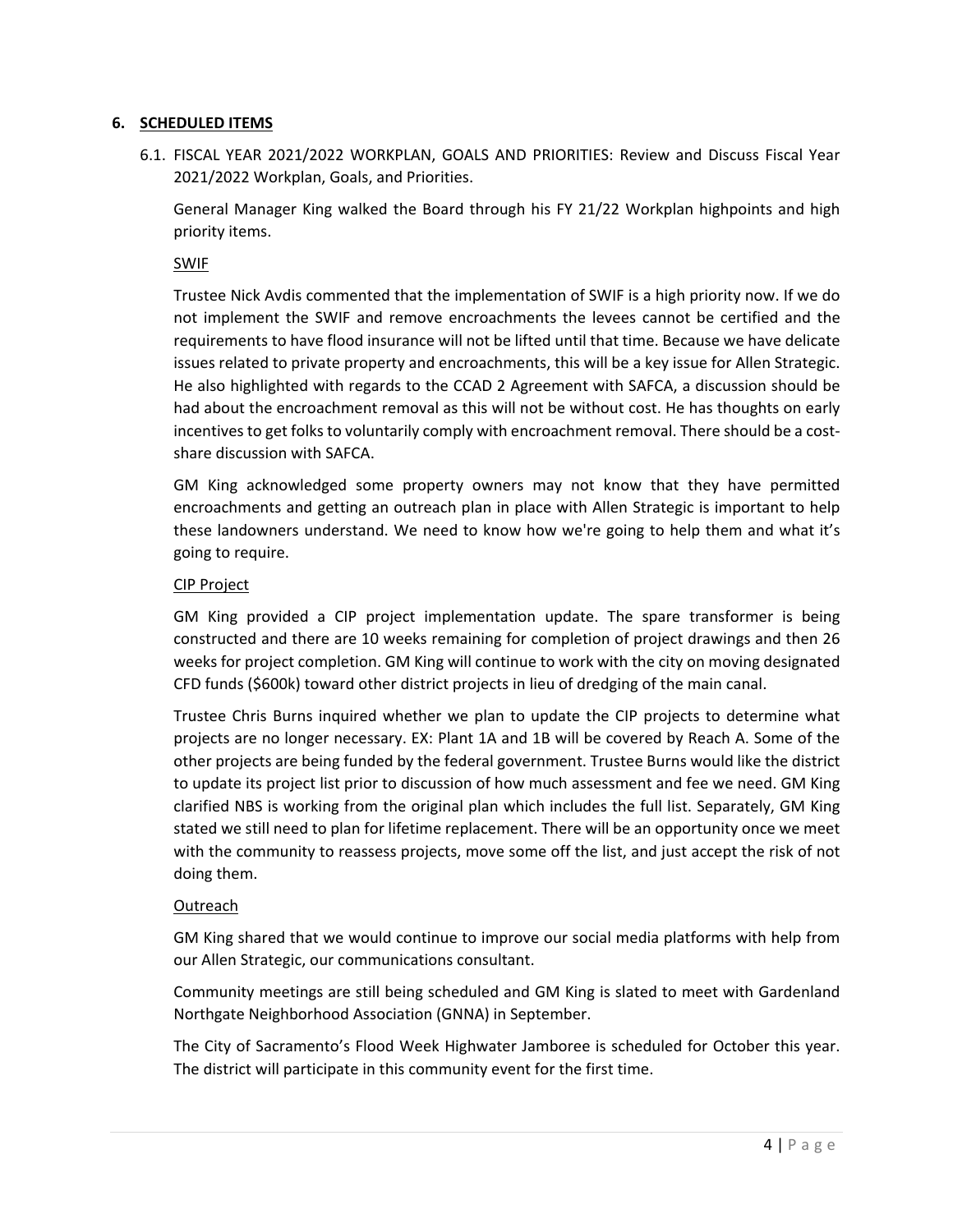## 6. SCHEDULED ITEMS

6.1. FISCAL YEAR 2021/2022 WORKPLAN, GOALS AND PRIORITIES: Review and Discuss Fiscal Year 2021/2022 Workplan, Goals, and Priorities.

General Manager King walked the Board through his FY 21/22 Workplan highpoints and high priority items.

SWIF

Trustee Nick Avdis commented that the implementation of SWIF is a high priority now. If we do not implement the SWIF and remove encroachments the levees cannot be certified and the requirements to have flood insurance will not be lifted until that time. Because we have delicate issues related to private property and encroachments, this will be a key issue for Allen Strategic. He also highlighted with regards to the CCAD 2 Agreement with SAFCA, a discussion should be had about the encroachment removal as this will not be without cost. He has thoughts on early incentives to get folks to voluntarily comply with encroachment removal. There should be a cost-share discussion with SAFCA.

GM King acknowledged some property owners may not know that they have permitted encroachments and getting an outreach plan in place with Allen Strategic is important to help these landowners understand. We need to know how we're going to help them and what it's going to require.

CIP Project

GM King provided a CIP project implementation update. The spare transformer is being constructed and there are 10 weeks remaining for completion of project drawings and then 26 weeks for project completion. GM King will continue to work with the city on moving designated CFD funds ($600k) toward other district projects in lieu of dredging of the main canal.

Trustee Chris Burns inquired whether we plan to update the CIP projects to determine what projects are no longer necessary. EX: Plant 1A and 1B will be covered by Reach A. Some of the other projects are being funded by the federal government. Trustee Burns would like the district to update its project list prior to discussion of how much assessment and fee we need. GM King clarified NBS is working from the original plan which includes the full list. Separately, GM King stated we still need to plan for lifetime replacement. There will be an opportunity once we meet with the community to reassess projects, move some off the list, and just accept the risk of not doing them.

Outreach

GM King shared that we would continue to improve our social media platforms with help from our Allen Strategic, our communications consultant.

Community meetings are still being scheduled and GM King is slated to meet with Gardenland Northgate Neighborhood Association (GNNA) in September.

The City of Sacramento's Flood Week Highwater Jamboree is scheduled for October this year. The district will participate in this community event for the first time.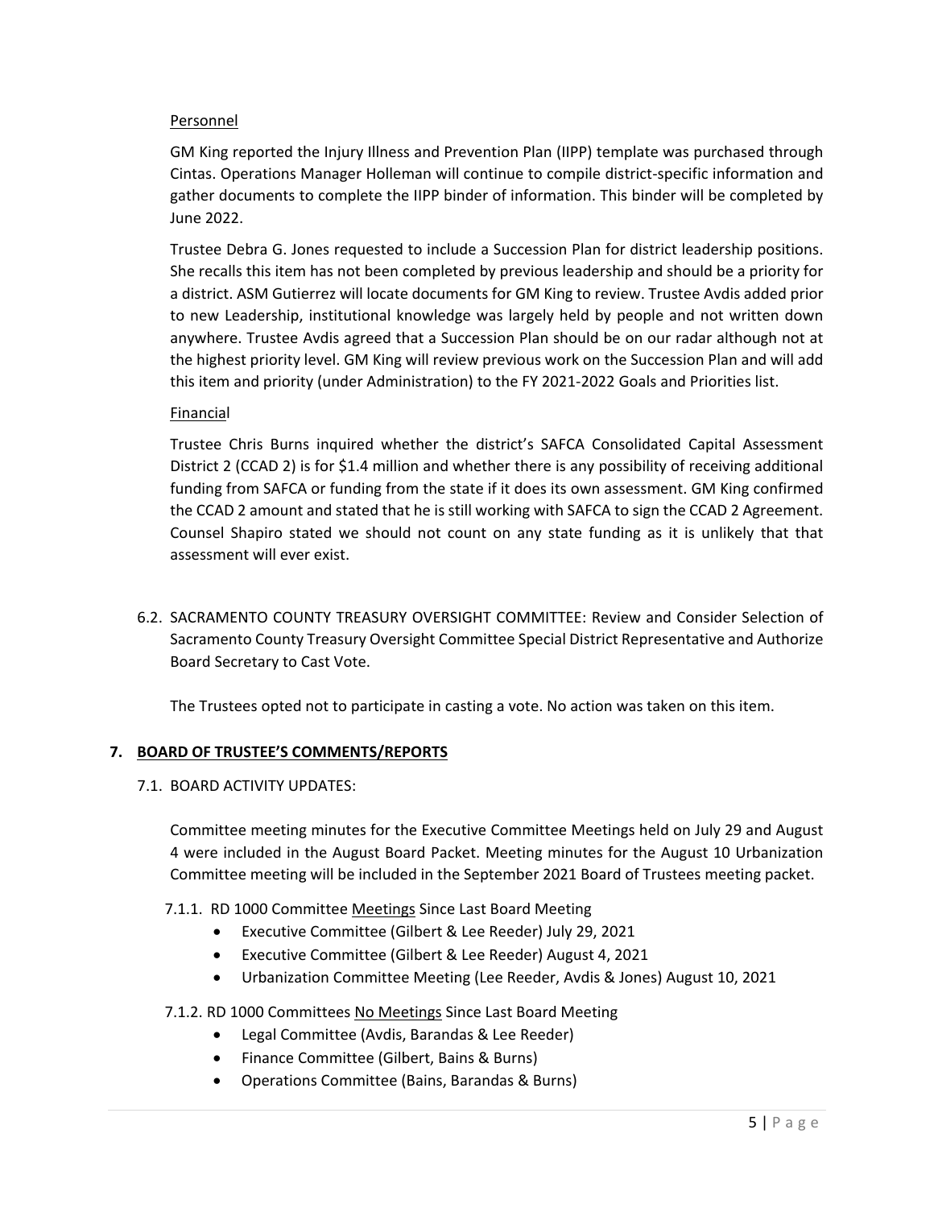Personnel

GM King reported the Injury Illness and Prevention Plan (IIPP) template was purchased through Cintas. Operations Manager Holleman will continue to compile district-specific information and gather documents to complete the IIPP binder of information. This binder will be completed by June 2022.

Trustee Debra G. Jones requested to include a Succession Plan for district leadership positions. She recalls this item has not been completed by previous leadership and should be a priority for a district. ASM Gutierrez will locate documents for GM King to review. Trustee Avdis added prior to new Leadership, institutional knowledge was largely held by people and not written down anywhere. Trustee Avdis agreed that a Succession Plan should be on our radar although not at the highest priority level. GM King will review previous work on the Succession Plan and will add this item and priority (under Administration) to the FY 2021-2022 Goals and Priorities list.

Financial

Trustee Chris Burns inquired whether the district's SAFCA Consolidated Capital Assessment District 2 (CCAD 2) is for $1.4 million and whether there is any possibility of receiving additional funding from SAFCA or funding from the state if it does its own assessment. GM King confirmed the CCAD 2 amount and stated that he is still working with SAFCA to sign the CCAD 2 Agreement. Counsel Shapiro stated we should not count on any state funding as it is unlikely that that assessment will ever exist.

6.2. SACRAMENTO COUNTY TREASURY OVERSIGHT COMMITTEE: Review and Consider Selection of Sacramento County Treasury Oversight Committee Special District Representative and Authorize Board Secretary to Cast Vote.

The Trustees opted not to participate in casting a vote. No action was taken on this item.

## 7. BOARD OF TRUSTEE'S COMMENTS/REPORTS

7.1. BOARD ACTIVITY UPDATES:

Committee meeting minutes for the Executive Committee Meetings held on July 29 and August 4 were included in the August Board Packet. Meeting minutes for the August 10 Urbanization Committee meeting will be included in the September 2021 Board of Trustees meeting packet.

7.1.1. RD 1000 Committee Meetings Since Last Board Meeting

- Executive Committee (Gilbert & Lee Reeder) July 29, 2021
- Executive Committee (Gilbert & Lee Reeder) August 4, 2021
- Urbanization Committee Meeting (Lee Reeder, Avdis & Jones) August 10, 2021

7.1.2. RD 1000 Committees No Meetings Since Last Board Meeting

- Legal Committee (Avdis, Barandas & Lee Reeder)
- Finance Committee (Gilbert, Bains & Burns)
- Operations Committee (Bains, Barandas & Burns)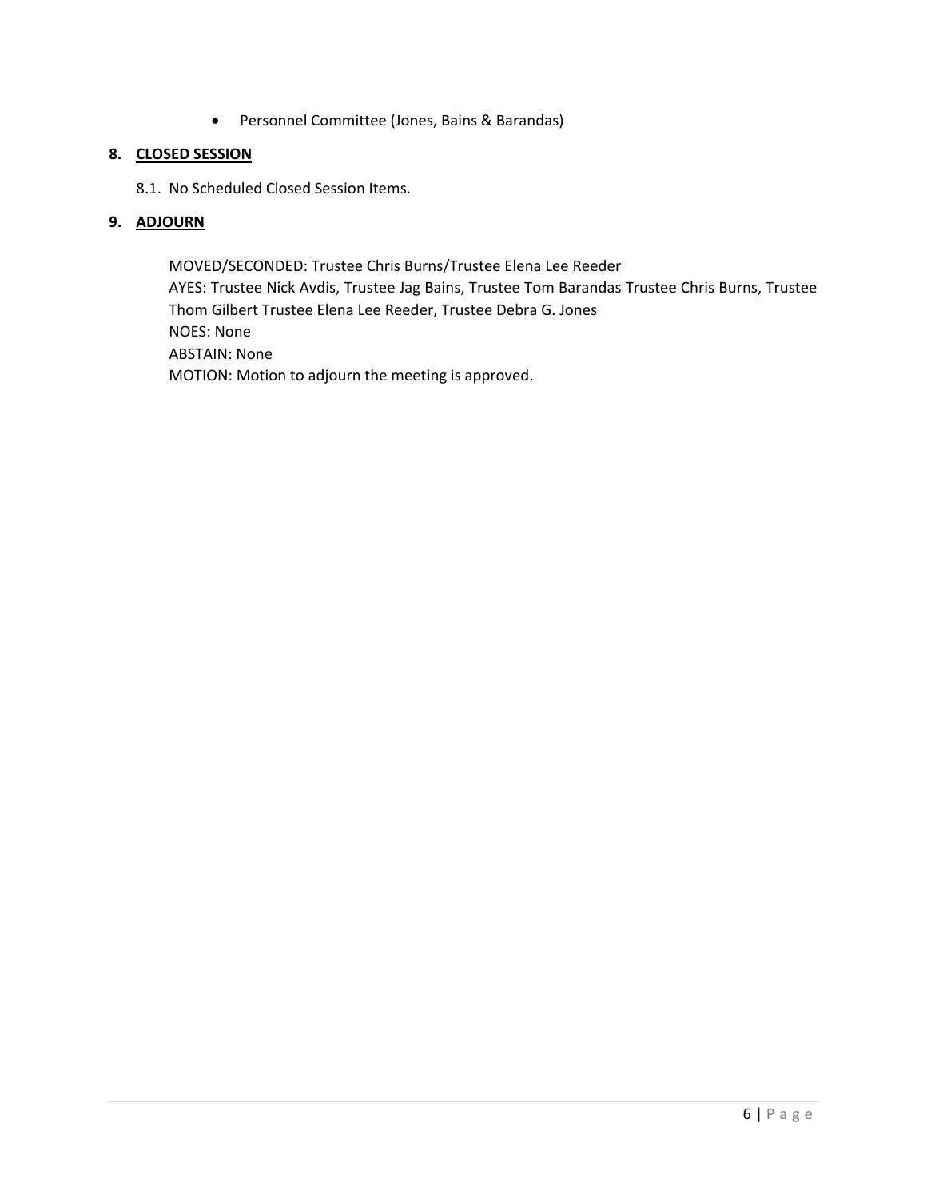- Personnel Committee (Jones, Bains & Barandas)

## 8. CLOSED SESSION

8.1. No Scheduled Closed Session Items.

## 9. ADJOURN

MOVED/SECONDED: Trustee Chris Burns/Trustee Elena Lee Reeder
AYES: Trustee Nick Avdis, Trustee Jag Bains, Trustee Tom Barandas Trustee Chris Burns, Trustee Thom Gilbert Trustee Elena Lee Reeder, Trustee Debra G. Jones
NOES: None
ABSTAIN: None
MOTION: Motion to adjourn the meeting is approved.